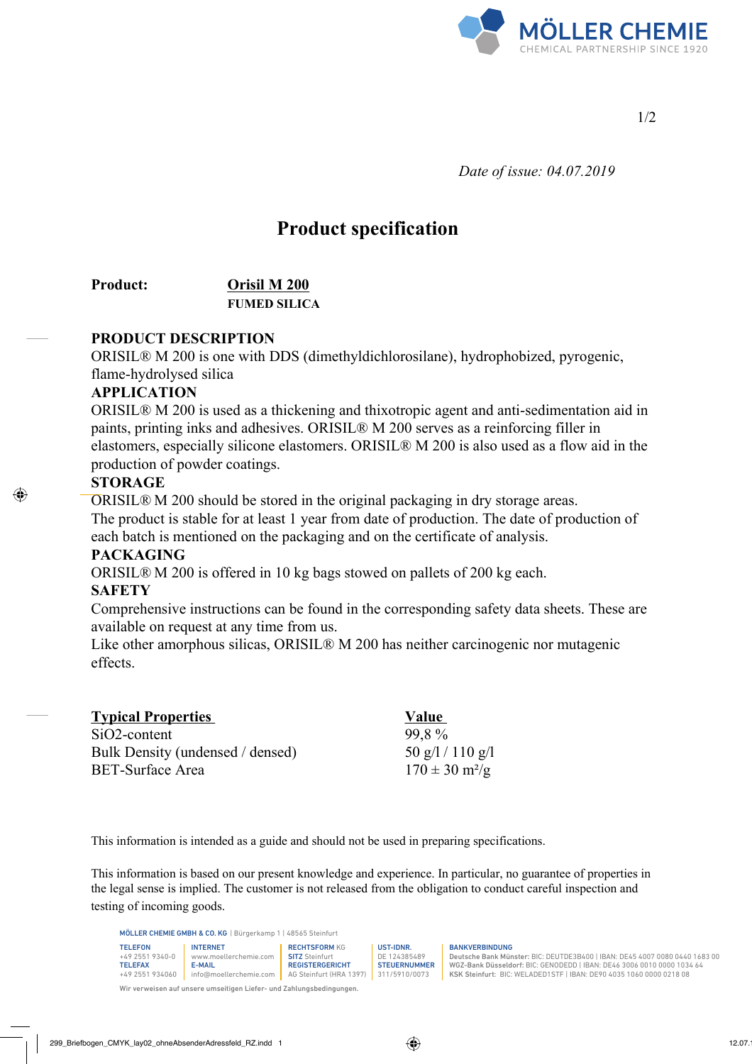Date of issue: 04.07.2019

# Product specification

**Product:** **Orisil M 200**

**FUMED SILICA**

## PRODUCT DESCRIPTION

ORISIL® M 200 is one with DDS (dimethyldichlorosilane), hydrophobized, pyrogenic, flame-hydrolysed silica

## APPLICATION

ORISIL® M 200 is used as a thickening and thixotropic agent and anti-sedimentation aid in paints, printing inks and adhesives. ORISIL® M 200 serves as a reinforcing filler in elastomers, especially silicone elastomers. ORISIL® M 200 is also used as a flow aid in the production of powder coatings.

## STORAGE

ORISIL® M 200 should be stored in the original packaging in dry storage areas.
The product is stable for at least 1 year from date of production. The date of production of each batch is mentioned on the packaging and on the certificate of analysis.

## PACKAGING

ORISIL® M 200 is offered in 10 kg bags stowed on pallets of 200 kg each.

## SAFETY

Comprehensive instructions can be found in the corresponding safety data sheets. These are available on request at any time from us.
Like other amorphous silicas, ORISIL® M 200 has neither carcinogenic nor mutagenic effects.

| Typical Properties | Value |
|---|---|
| SiO2-content | 99,8 % |
| Bulk Density (undensed / densed) | 50 g/l / 110 g/l |
| BET-Surface Area | 170 ± 30 m²/g |

This information is intended as a guide and should not be used in preparing specifications.

This information is based on our present knowledge and experience. In particular, no guarantee of properties in the legal sense is implied. The customer is not released from the obligation to conduct careful inspection and testing of incoming goods.

MÖLLER CHEMIE GMBH & CO. KG | Bürgerkamp 1 | 48565 Steinfurt

TELEFON +49 2551 9340-0 | TELEFAX +49 2551 934060
INTERNET www.moellerchemie.com | E-MAIL info@moellerchemie.com
RECHTSFORM KG | SITZ Steinfurt | REGISTERGERICHT AG Steinfurt (HRA 1397)
UST-IDNR. DE 124385489 | STEUERNUMMER 311/5910/0073
BANKVERBINDUNG
Deutsche Bank Münster: BIC: DEUTDE3B400 | IBAN: DE45 4007 0080 0440 1683 00
WGZ-Bank Düsseldorf: BIC: GENODEDD | IBAN: DE46 3006 0010 0000 1034 64
KSK Steinfurt: BIC: WELADED1STF | IBAN: DE90 4035 1060 0000 0218 08

Wir verweisen auf unsere umseitigen Liefer- und Zahlungsbedingungen.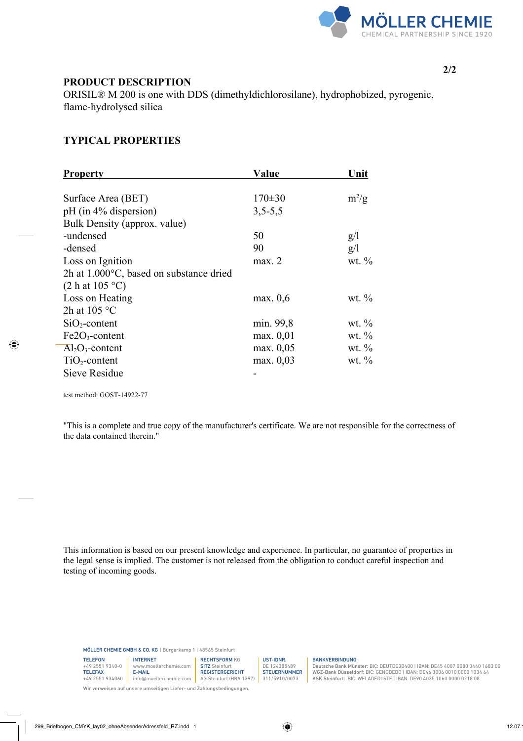## PRODUCT DESCRIPTION

ORISIL® M 200 is one with DDS (dimethyldichlorosilane), hydrophobized, pyrogenic, flame-hydrolysed silica

## TYPICAL PROPERTIES

| Property | Value | Unit |
|---|---|---|
| Surface Area (BET) | 170±30 | $m^2/g$ |
| pH (in 4% dispersion) | 3,5-5,5 | |
| Bulk Density (approx. value) | | |
| -undensed | 50 | g/l |
| -densed | 90 | g/l |
| Loss on Ignition 2h at 1.000°C, based on substance dried (2 h at 105 °C) | max. 2 | wt. % |
| Loss on Heating 2h at 105 °C | max. 0,6 | wt. % |
| $SiO_2$-content | min. 99,8 | wt. % |
| $Fe2O_3$-content | max. 0,01 | wt. % |
| $Al_2O_3$-content | max. 0,05 | wt. % |
| $TiO_2$-content | max. 0,03 | wt. % |
| Sieve Residue | - | |

test method: GOST-14922-77

"This is a complete and true copy of the manufacturer's certificate. We are not responsible for the correctness of the data contained therein."

This information is based on our present knowledge and experience. In particular, no guarantee of properties in the legal sense is implied. The customer is not released from the obligation to conduct careful inspection and testing of incoming goods.

MÖLLER CHEMIE GMBH & CO. KG | Bürgerkamp 1 | 48565 Steinfurt

TELEFON +49 2551 9340-0 | TELEFAX +49 2551 934060 | INTERNET www.moellerchemie.com | E-MAIL info@moellerchemie.com | RECHTSFORM KG | SITZ Steinfurt | REGISTERGERICHT AG Steinfurt (HRA 1397) | UST-IDNR. DE 124385489 | STEUERNUMMER 311/5910/0073

BANKVERBINDUNG
Deutsche Bank Münster: BIC: DEUTDE3B400 | IBAN: DE45 4007 0080 0440 1683 00
WGZ-Bank Düsseldorf: BIC: GENODEDD | IBAN: DE46 3006 0010 0000 1034 64
KSK Steinfurt: BIC: WELADED1STF | IBAN: DE90 4035 1060 0000 0218 08

Wir verweisen auf unsere umseitigen Liefer- und Zahlungsbedingungen.